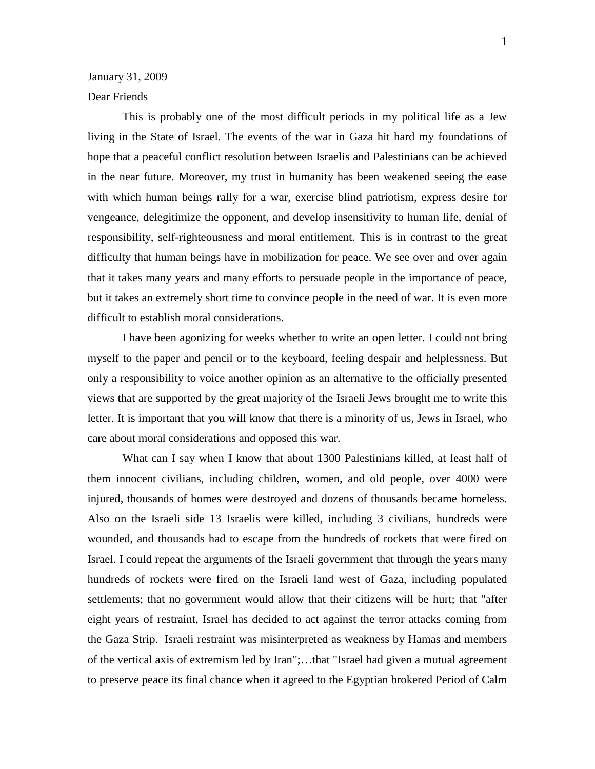January 31, 2009

Dear Friends

This is probably one of the most difficult periods in my political life as a Jew living in the State of Israel. The events of the war in Gaza hit hard my foundations of hope that a peaceful conflict resolution between Israelis and Palestinians can be achieved in the near future. Moreover, my trust in humanity has been weakened seeing the ease with which human beings rally for a war, exercise blind patriotism, express desire for vengeance, delegitimize the opponent, and develop insensitivity to human life, denial of responsibility, self-righteousness and moral entitlement. This is in contrast to the great difficulty that human beings have in mobilization for peace. We see over and over again that it takes many years and many efforts to persuade people in the importance of peace, but it takes an extremely short time to convince people in the need of war. It is even more difficult to establish moral considerations.

I have been agonizing for weeks whether to write an open letter. I could not bring myself to the paper and pencil or to the keyboard, feeling despair and helplessness. But only a responsibility to voice another opinion as an alternative to the officially presented views that are supported by the great majority of the Israeli Jews brought me to write this letter. It is important that you will know that there is a minority of us, Jews in Israel, who care about moral considerations and opposed this war.

What can I say when I know that about 1300 Palestinians killed, at least half of them innocent civilians, including children, women, and old people, over 4000 were injured, thousands of homes were destroyed and dozens of thousands became homeless. Also on the Israeli side 13 Israelis were killed, including 3 civilians, hundreds were wounded, and thousands had to escape from the hundreds of rockets that were fired on Israel. I could repeat the arguments of the Israeli government that through the years many hundreds of rockets were fired on the Israeli land west of Gaza, including populated settlements; that no government would allow that their citizens will be hurt; that "after eight years of restraint, Israel has decided to act against the terror attacks coming from the Gaza Strip. Israeli restraint was misinterpreted as weakness by Hamas and members of the vertical axis of extremism led by Iran";…that "Israel had given a mutual agreement to preserve peace its final chance when it agreed to the Egyptian brokered Period of Calm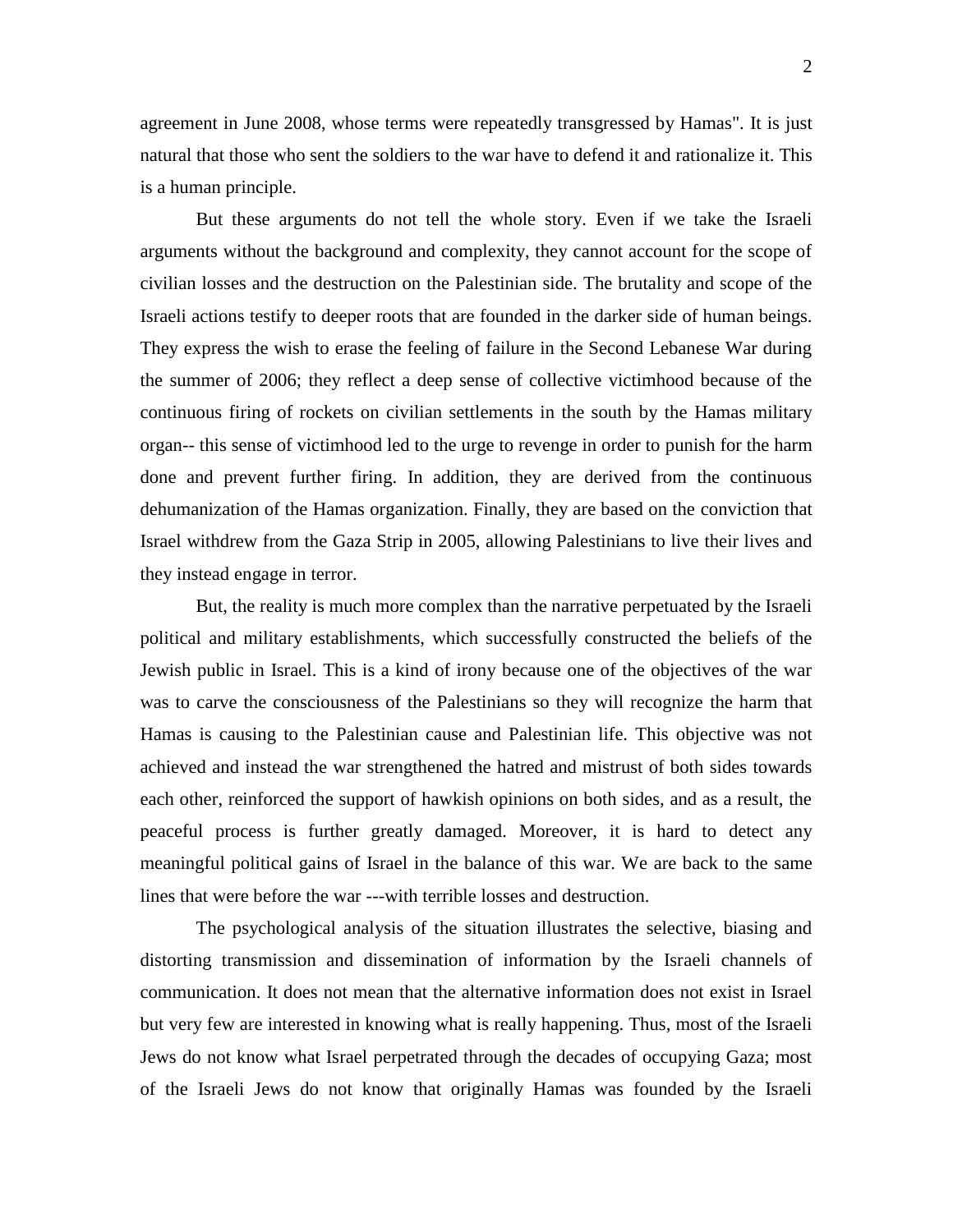agreement in June 2008, whose terms were repeatedly transgressed by Hamas". It is just natural that those who sent the soldiers to the war have to defend it and rationalize it. This is a human principle.

But these arguments do not tell the whole story. Even if we take the Israeli arguments without the background and complexity, they cannot account for the scope of civilian losses and the destruction on the Palestinian side. The brutality and scope of the Israeli actions testify to deeper roots that are founded in the darker side of human beings. They express the wish to erase the feeling of failure in the Second Lebanese War during the summer of 2006; they reflect a deep sense of collective victimhood because of the continuous firing of rockets on civilian settlements in the south by the Hamas military organ-- this sense of victimhood led to the urge to revenge in order to punish for the harm done and prevent further firing. In addition, they are derived from the continuous dehumanization of the Hamas organization. Finally, they are based on the conviction that Israel withdrew from the Gaza Strip in 2005, allowing Palestinians to live their lives and they instead engage in terror.

But, the reality is much more complex than the narrative perpetuated by the Israeli political and military establishments, which successfully constructed the beliefs of the Jewish public in Israel. This is a kind of irony because one of the objectives of the war was to carve the consciousness of the Palestinians so they will recognize the harm that Hamas is causing to the Palestinian cause and Palestinian life. This objective was not achieved and instead the war strengthened the hatred and mistrust of both sides towards each other, reinforced the support of hawkish opinions on both sides, and as a result, the peaceful process is further greatly damaged. Moreover, it is hard to detect any meaningful political gains of Israel in the balance of this war. We are back to the same lines that were before the war ---with terrible losses and destruction.

The psychological analysis of the situation illustrates the selective, biasing and distorting transmission and dissemination of information by the Israeli channels of communication. It does not mean that the alternative information does not exist in Israel but very few are interested in knowing what is really happening. Thus, most of the Israeli Jews do not know what Israel perpetrated through the decades of occupying Gaza; most of the Israeli Jews do not know that originally Hamas was founded by the Israeli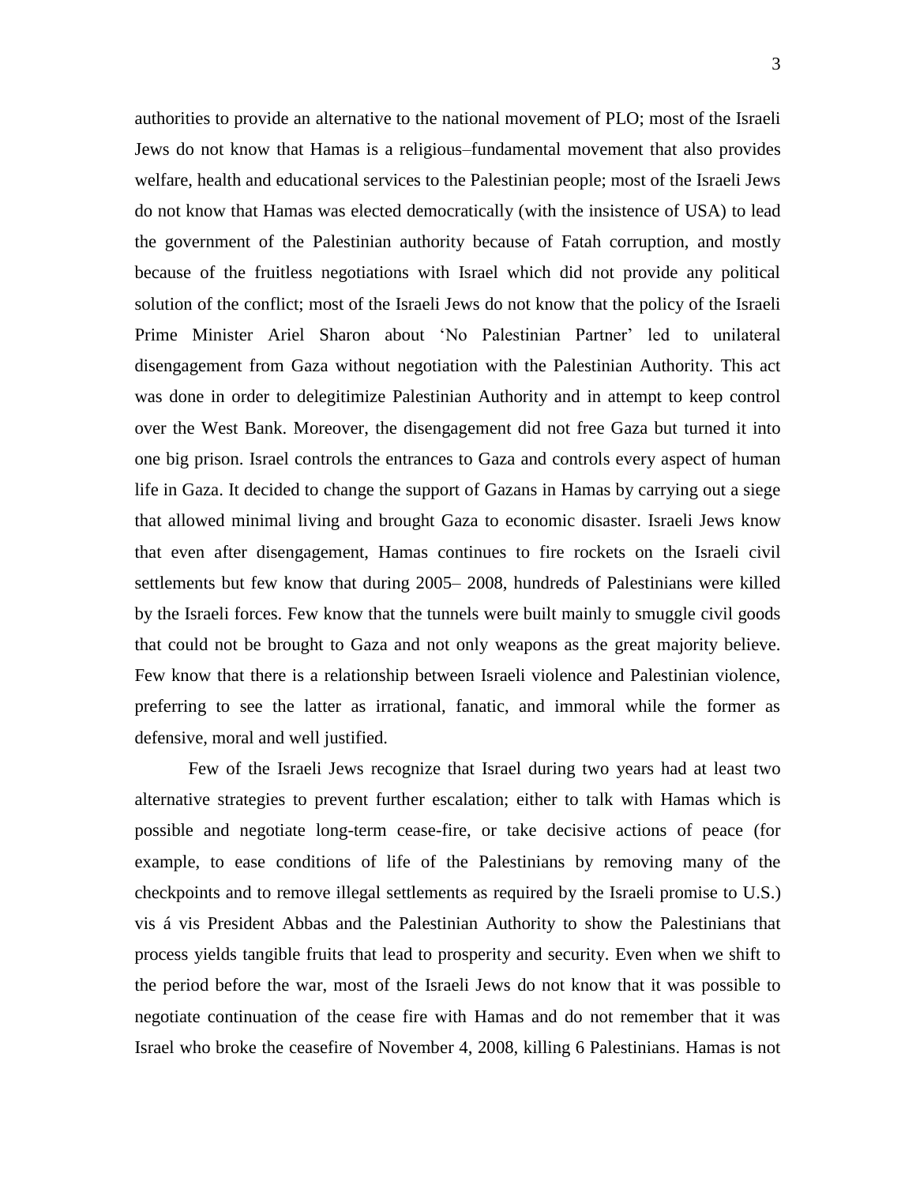authorities to provide an alternative to the national movement of PLO; most of the Israeli Jews do not know that Hamas is a religious–fundamental movement that also provides welfare, health and educational services to the Palestinian people; most of the Israeli Jews do not know that Hamas was elected democratically (with the insistence of USA) to lead the government of the Palestinian authority because of Fatah corruption, and mostly because of the fruitless negotiations with Israel which did not provide any political solution of the conflict; most of the Israeli Jews do not know that the policy of the Israeli Prime Minister Ariel Sharon about 'No Palestinian Partner' led to unilateral disengagement from Gaza without negotiation with the Palestinian Authority. This act was done in order to delegitimize Palestinian Authority and in attempt to keep control over the West Bank. Moreover, the disengagement did not free Gaza but turned it into one big prison. Israel controls the entrances to Gaza and controls every aspect of human life in Gaza. It decided to change the support of Gazans in Hamas by carrying out a siege that allowed minimal living and brought Gaza to economic disaster. Israeli Jews know that even after disengagement, Hamas continues to fire rockets on the Israeli civil settlements but few know that during 2005– 2008, hundreds of Palestinians were killed by the Israeli forces. Few know that the tunnels were built mainly to smuggle civil goods that could not be brought to Gaza and not only weapons as the great majority believe. Few know that there is a relationship between Israeli violence and Palestinian violence, preferring to see the latter as irrational, fanatic, and immoral while the former as defensive, moral and well justified.

Few of the Israeli Jews recognize that Israel during two years had at least two alternative strategies to prevent further escalation; either to talk with Hamas which is possible and negotiate long-term cease-fire, or take decisive actions of peace (for example, to ease conditions of life of the Palestinians by removing many of the checkpoints and to remove illegal settlements as required by the Israeli promise to U.S.) vis á vis President Abbas and the Palestinian Authority to show the Palestinians that process yields tangible fruits that lead to prosperity and security. Even when we shift to the period before the war, most of the Israeli Jews do not know that it was possible to negotiate continuation of the cease fire with Hamas and do not remember that it was Israel who broke the ceasefire of November 4, 2008, killing 6 Palestinians. Hamas is not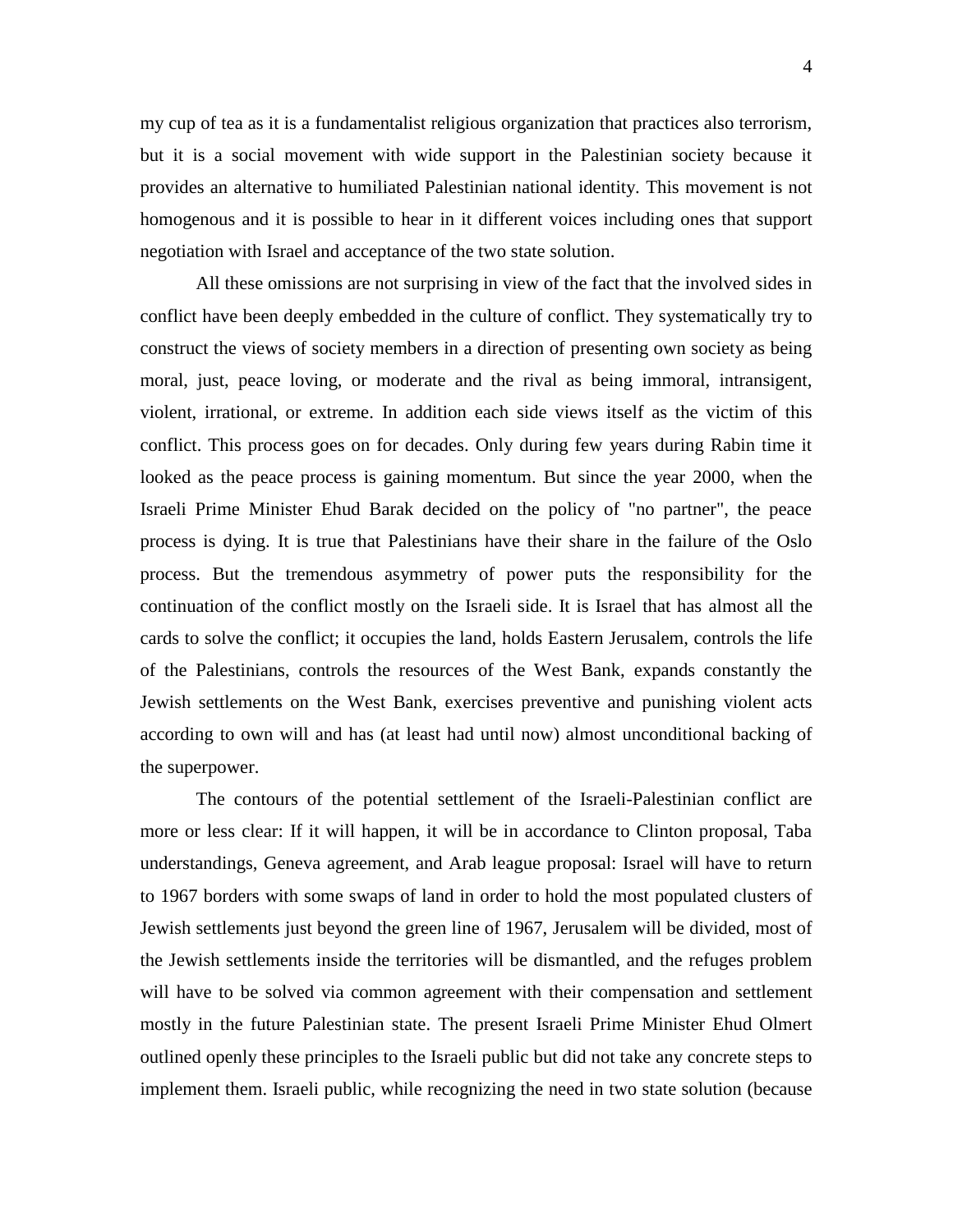my cup of tea as it is a fundamentalist religious organization that practices also terrorism, but it is a social movement with wide support in the Palestinian society because it provides an alternative to humiliated Palestinian national identity. This movement is not homogenous and it is possible to hear in it different voices including ones that support negotiation with Israel and acceptance of the two state solution.

All these omissions are not surprising in view of the fact that the involved sides in conflict have been deeply embedded in the culture of conflict. They systematically try to construct the views of society members in a direction of presenting own society as being moral, just, peace loving, or moderate and the rival as being immoral, intransigent, violent, irrational, or extreme. In addition each side views itself as the victim of this conflict. This process goes on for decades. Only during few years during Rabin time it looked as the peace process is gaining momentum. But since the year 2000, when the Israeli Prime Minister Ehud Barak decided on the policy of "no partner", the peace process is dying. It is true that Palestinians have their share in the failure of the Oslo process. But the tremendous asymmetry of power puts the responsibility for the continuation of the conflict mostly on the Israeli side. It is Israel that has almost all the cards to solve the conflict; it occupies the land, holds Eastern Jerusalem, controls the life of the Palestinians, controls the resources of the West Bank, expands constantly the Jewish settlements on the West Bank, exercises preventive and punishing violent acts according to own will and has (at least had until now) almost unconditional backing of the superpower.

The contours of the potential settlement of the Israeli-Palestinian conflict are more or less clear: If it will happen, it will be in accordance to Clinton proposal, Taba understandings, Geneva agreement, and Arab league proposal: Israel will have to return to 1967 borders with some swaps of land in order to hold the most populated clusters of Jewish settlements just beyond the green line of 1967, Jerusalem will be divided, most of the Jewish settlements inside the territories will be dismantled, and the refuges problem will have to be solved via common agreement with their compensation and settlement mostly in the future Palestinian state. The present Israeli Prime Minister Ehud Olmert outlined openly these principles to the Israeli public but did not take any concrete steps to implement them. Israeli public, while recognizing the need in two state solution (because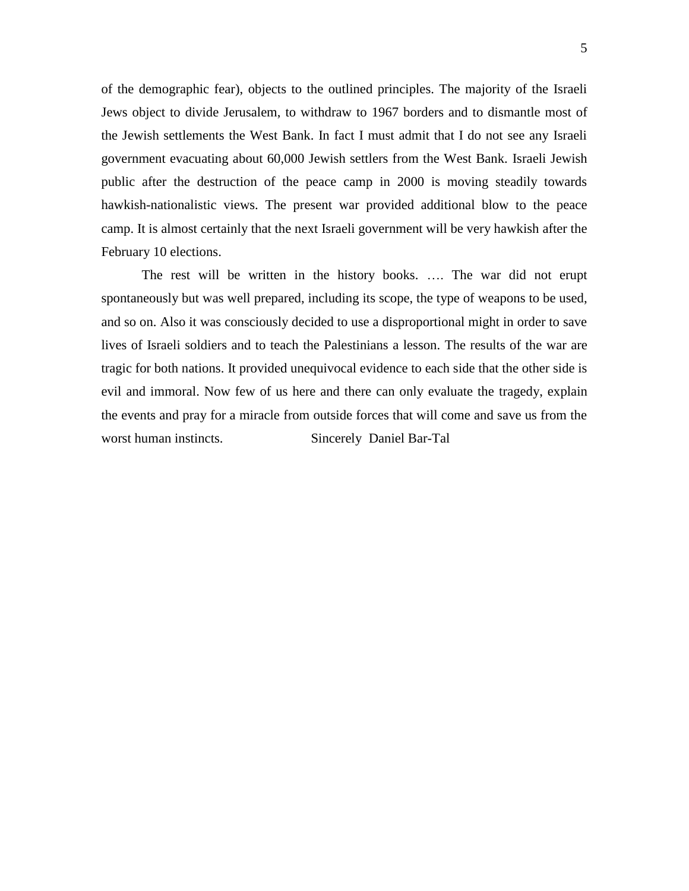of the demographic fear), objects to the outlined principles. The majority of the Israeli Jews object to divide Jerusalem, to withdraw to 1967 borders and to dismantle most of the Jewish settlements the West Bank. In fact I must admit that I do not see any Israeli government evacuating about 60,000 Jewish settlers from the West Bank. Israeli Jewish public after the destruction of the peace camp in 2000 is moving steadily towards hawkish-nationalistic views. The present war provided additional blow to the peace camp. It is almost certainly that the next Israeli government will be very hawkish after the February 10 elections.

The rest will be written in the history books. …. The war did not erupt spontaneously but was well prepared, including its scope, the type of weapons to be used, and so on. Also it was consciously decided to use a disproportional might in order to save lives of Israeli soldiers and to teach the Palestinians a lesson. The results of the war are tragic for both nations. It provided unequivocal evidence to each side that the other side is evil and immoral. Now few of us here and there can only evaluate the tragedy, explain the events and pray for a miracle from outside forces that will come and save us from the worst human instincts.

Sincerely Daniel Bar-Tal